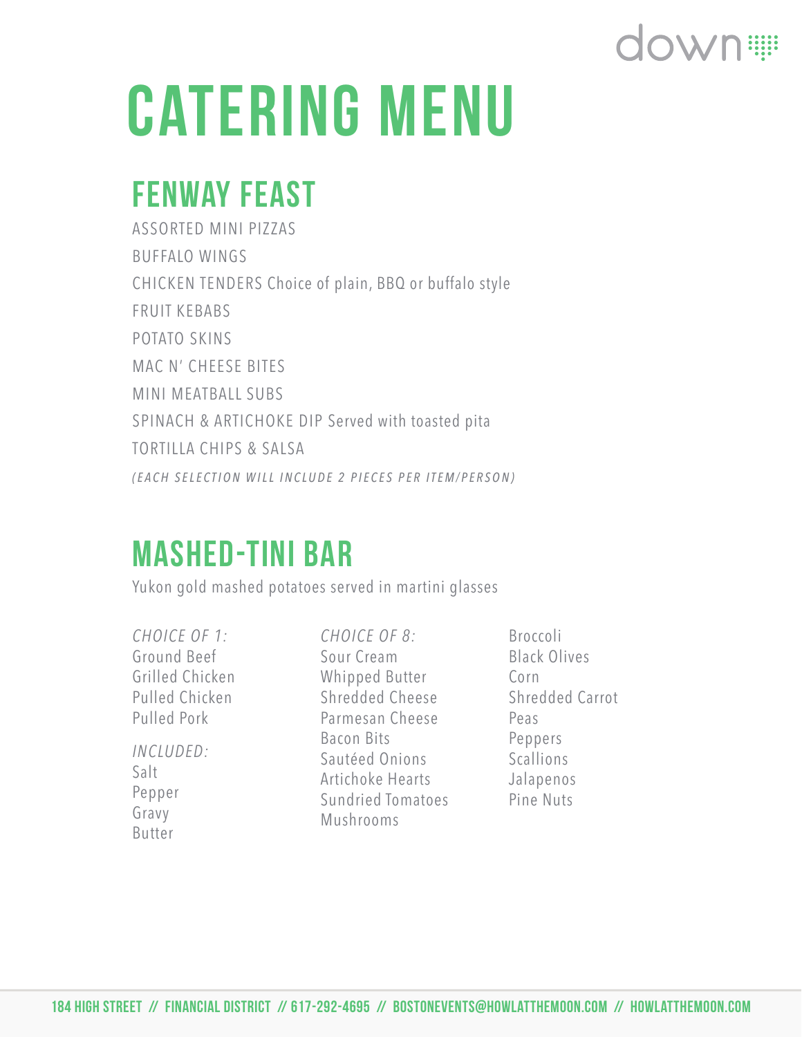down

# CATERING MENU

## FENWAY FEAST

ASSORTED MINI PIZZAS

BUFFALO WINGS

CHICKEN TENDERS Choice of plain, BBQ or buffalo style

FRUIT KEBABS

POTATO SKINS

MAC N' CHEESE BITES

MINI MEATBALL SUBS

SPINACH & ARTICHOKE DIP Served with toasted pita

TORTILLA CHIPS & SALSA

*(EACH SELECTION WILL INCLUDE 2 PIECES PER ITEM/PERSON)*

## MASHED-TINI BAR

Yukon gold mashed potatoes served in martini glasses

*CHOICE OF 1:*
Ground Beef
Grilled Chicken
Pulled Chicken
Pulled Pork

*INCLUDED:*
Salt
Pepper
Gravy
Butter

*CHOICE OF 8:*
Sour Cream
Whipped Butter
Shredded Cheese
Parmesan Cheese
Bacon Bits
Sautéed Onions
Artichoke Hearts
Sundried Tomatoes
Mushrooms
Broccoli
Black Olives
Corn
Shredded Carrot
Peas
Peppers
Scallions
Jalapenos
Pine Nuts

184 HIGH STREET // FINANCIAL DISTRICT // 617-292-4695 // BOSTONEVENTS@HOWLATTHEMOON.COM // HOWLATTHEMOON.COM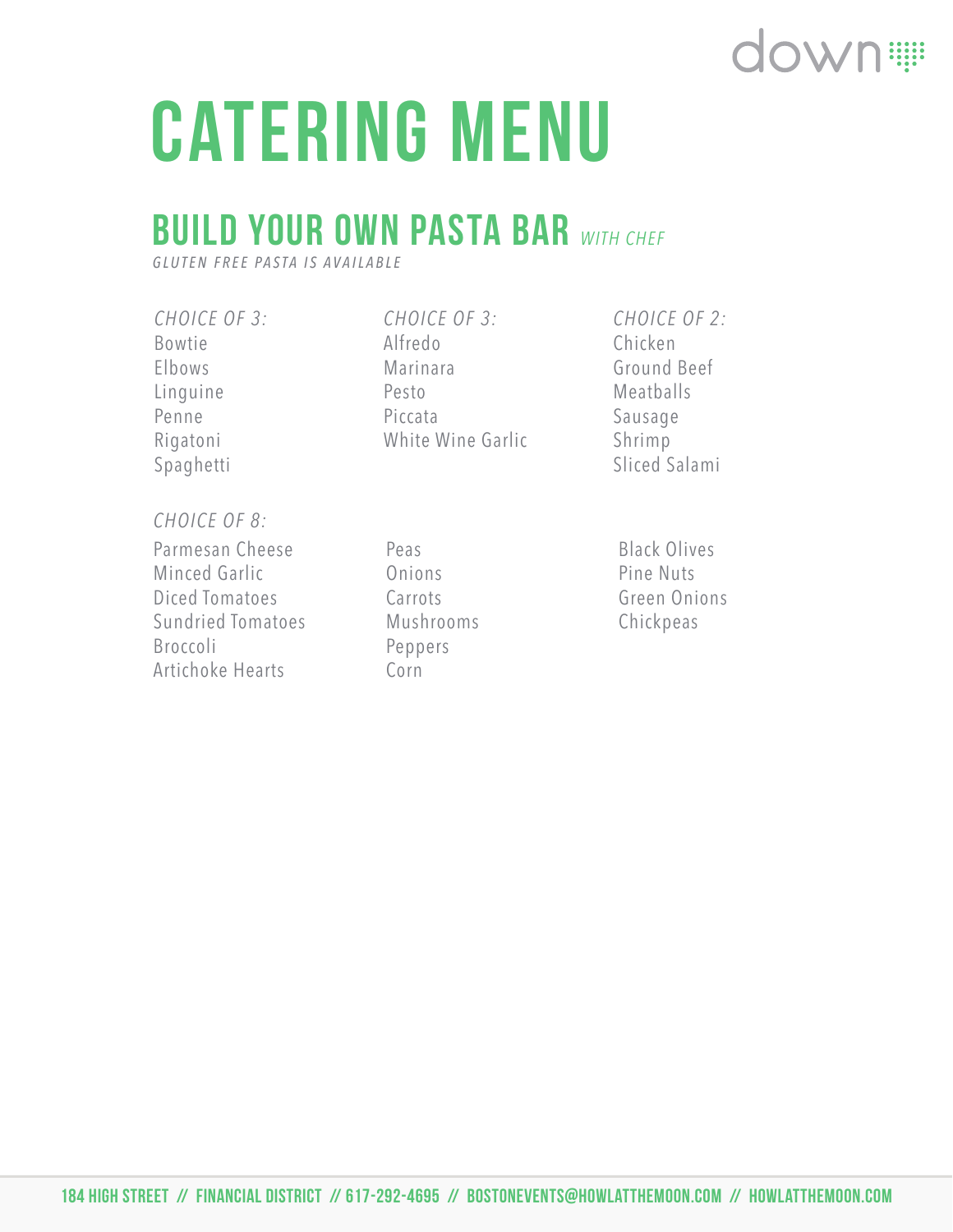# CATERING MENU

## BUILD YOUR OWN PASTA BAR *WITH CHEF*

*GLUTEN FREE PASTA IS AVAILABLE*

*CHOICE OF 3:*

- Bowtie
- Elbows
- Linguine
- Penne
- Rigatoni
- Spaghetti

*CHOICE OF 3:*

- Alfredo
- Marinara
- Pesto
- Piccata
- White Wine Garlic

*CHOICE OF 2:*

- Chicken
- Ground Beef
- Meatballs
- Sausage
- Shrimp
- Sliced Salami

*CHOICE OF 8:*

- Parmesan Cheese
- Minced Garlic
- Diced Tomatoes
- Sundried Tomatoes
- Broccoli
- Artichoke Hearts
- Peas
- Onions
- Carrots
- Mushrooms
- Peppers
- Corn
- Black Olives
- Pine Nuts
- Green Onions
- Chickpeas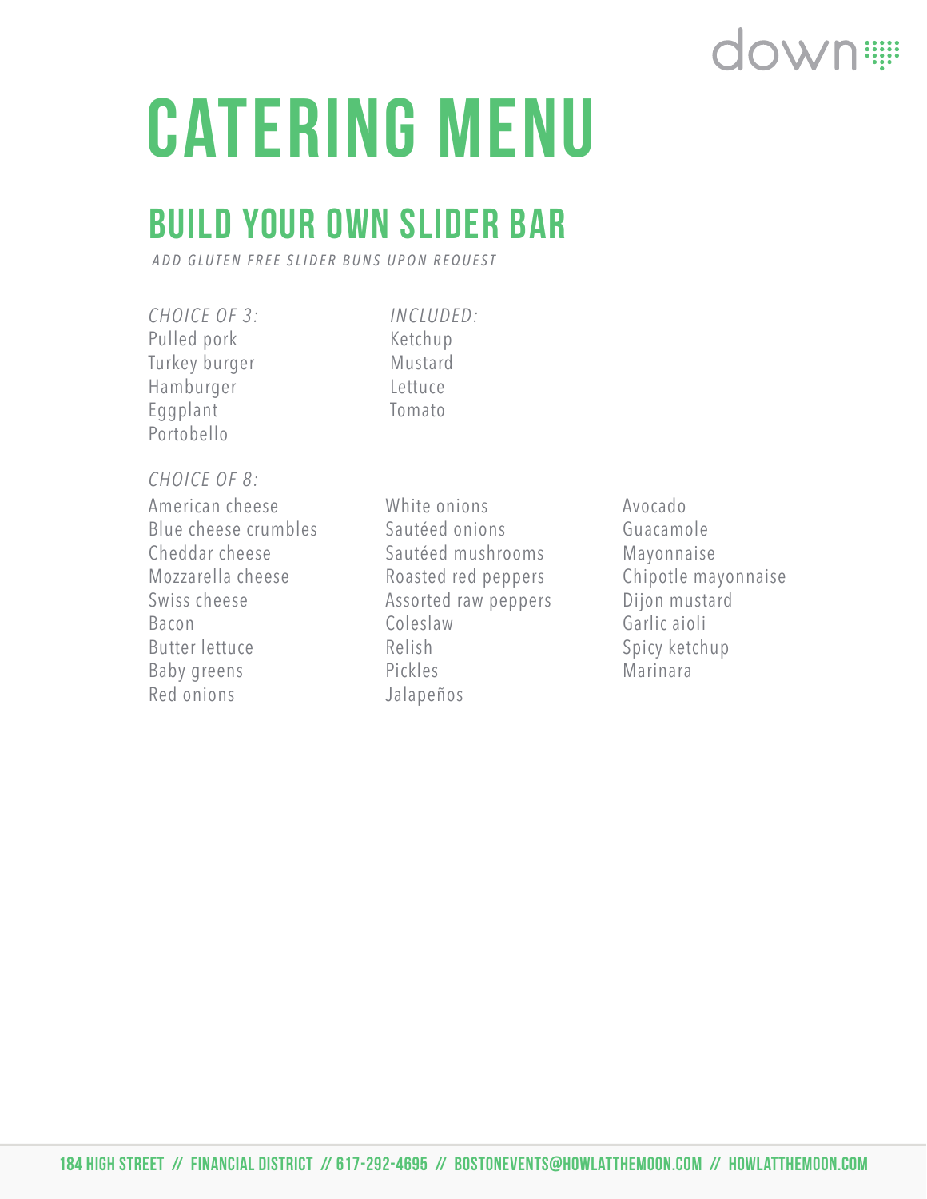# CATERING MENU

## BUILD YOUR OWN SLIDER BAR

*ADD GLUTEN FREE SLIDER BUNS UPON REQUEST*

*CHOICE OF 3:*

- Pulled pork
- Turkey burger
- Hamburger
- Eggplant
- Portobello

*INCLUDED:*

- Ketchup
- Mustard
- Lettuce
- Tomato

*CHOICE OF 8:*

- American cheese
- Blue cheese crumbles
- Cheddar cheese
- Mozzarella cheese
- Swiss cheese
- Bacon
- Butter lettuce
- Baby greens
- Red onions
- White onions
- Sautéed onions
- Sautéed mushrooms
- Roasted red peppers
- Assorted raw peppers
- Coleslaw
- Relish
- Pickles
- Jalapeños
- Avocado
- Guacamole
- Mayonnaise
- Chipotle mayonnaise
- Dijon mustard
- Garlic aioli
- Spicy ketchup
- Marinara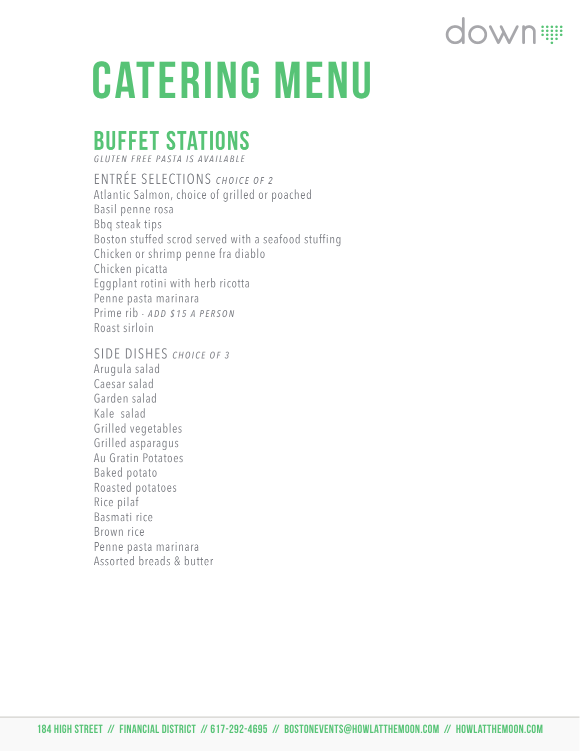# CATERING MENU

## BUFFET STATIONS

*GLUTEN FREE PASTA IS AVAILABLE*

ENTRÉE SELECTIONS *CHOICE OF 2*

Atlantic Salmon, choice of grilled or poached
Basil penne rosa
Bbq steak tips
Boston stuffed scrod served with a seafood stuffing
Chicken or shrimp penne fra diablo
Chicken picatta
Eggplant rotini with herb ricotta
Penne pasta marinara
Prime rib - *ADD $15 A PERSON*
Roast sirloin

SIDE DISHES *CHOICE OF 3*

Arugula salad
Caesar salad
Garden salad
Kale salad
Grilled vegetables
Grilled asparagus
Au Gratin Potatoes
Baked potato
Roasted potatoes
Rice pilaf
Basmati rice
Brown rice
Penne pasta marinara
Assorted breads & butter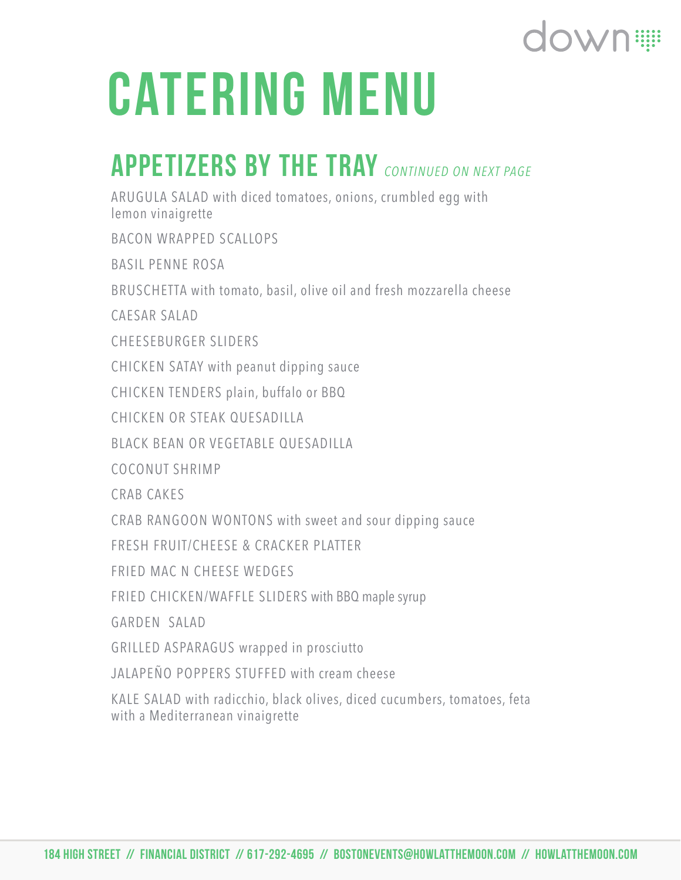down

# CATERING MENU

## APPETIZERS BY THE TRAY *CONTINUED ON NEXT PAGE*

ARUGULA SALAD with diced tomatoes, onions, crumbled egg with lemon vinaigrette

BACON WRAPPED SCALLOPS

BASIL PENNE ROSA

BRUSCHETTA with tomato, basil, olive oil and fresh mozzarella cheese

CAESAR SALAD

CHEESEBURGER SLIDERS

CHICKEN SATAY with peanut dipping sauce

CHICKEN TENDERS plain, buffalo or BBQ

CHICKEN OR STEAK QUESADILLA

BLACK BEAN OR VEGETABLE QUESADILLA

COCONUT SHRIMP

CRAB CAKES

CRAB RANGOON WONTONS with sweet and sour dipping sauce

FRESH FRUIT/CHEESE & CRACKER PLATTER

FRIED MAC N CHEESE WEDGES

FRIED CHICKEN/WAFFLE SLIDERS with BBQ maple syrup

GARDEN SALAD

GRILLED ASPARAGUS wrapped in prosciutto

JALAPEÑO POPPERS STUFFED with cream cheese

KALE SALAD with radicchio, black olives, diced cucumbers, tomatoes, feta with a Mediterranean vinaigrette

184 HIGH STREET // FINANCIAL DISTRICT // 617-292-4695 // BOSTONEVENTS@HOWLATTHEMOON.COM // HOWLATTHEMOON.COM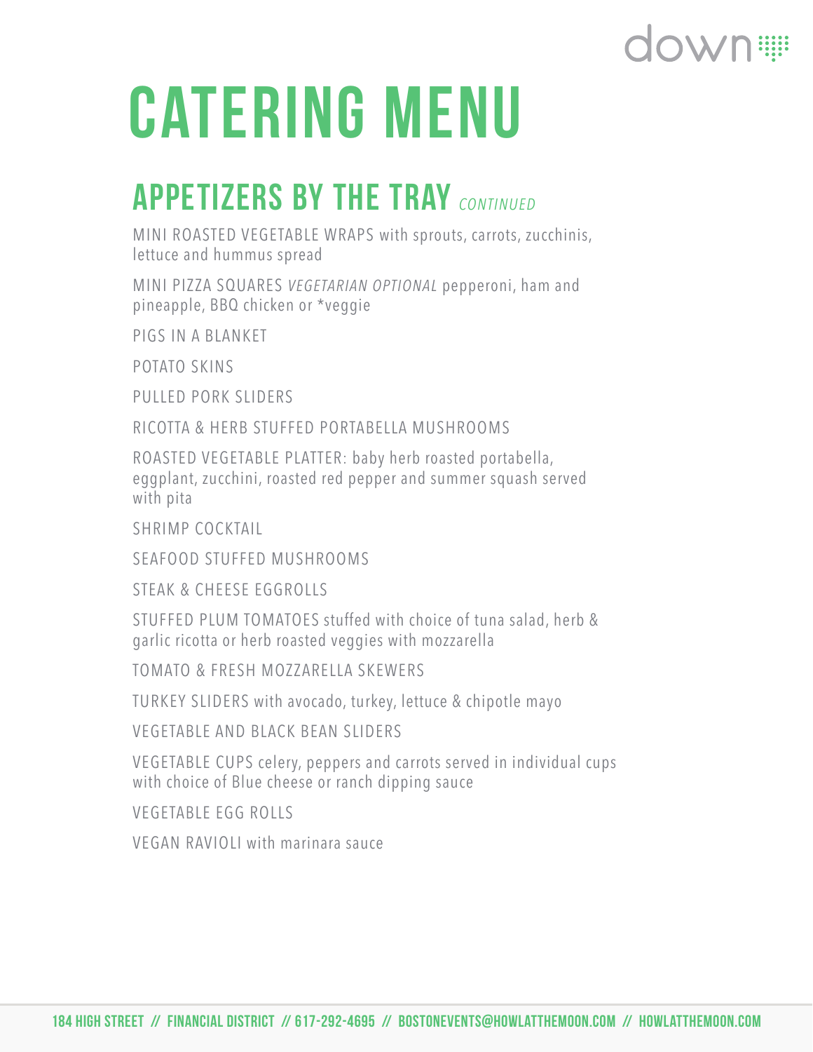# CATERING MENU

## APPETIZERS BY THE TRAY *CONTINUED*

MINI ROASTED VEGETABLE WRAPS with sprouts, carrots, zucchinis, lettuce and hummus spread

MINI PIZZA SQUARES *VEGETARIAN OPTIONAL* pepperoni, ham and pineapple, BBQ chicken or *veggie

PIGS IN A BLANKET

POTATO SKINS

PULLED PORK SLIDERS

RICOTTA & HERB STUFFED PORTABELLA MUSHROOMS

ROASTED VEGETABLE PLATTER: baby herb roasted portabella, eggplant, zucchini, roasted red pepper and summer squash served with pita

SHRIMP COCKTAIL

SEAFOOD STUFFED MUSHROOMS

STEAK & CHEESE EGGROLLS

STUFFED PLUM TOMATOES stuffed with choice of tuna salad, herb & garlic ricotta or herb roasted veggies with mozzarella

TOMATO & FRESH MOZZARELLA SKEWERS

TURKEY SLIDERS with avocado, turkey, lettuce & chipotle mayo

VEGETABLE AND BLACK BEAN SLIDERS

VEGETABLE CUPS celery, peppers and carrots served in individual cups with choice of Blue cheese or ranch dipping sauce

VEGETABLE EGG ROLLS

VEGAN RAVIOLI with marinara sauce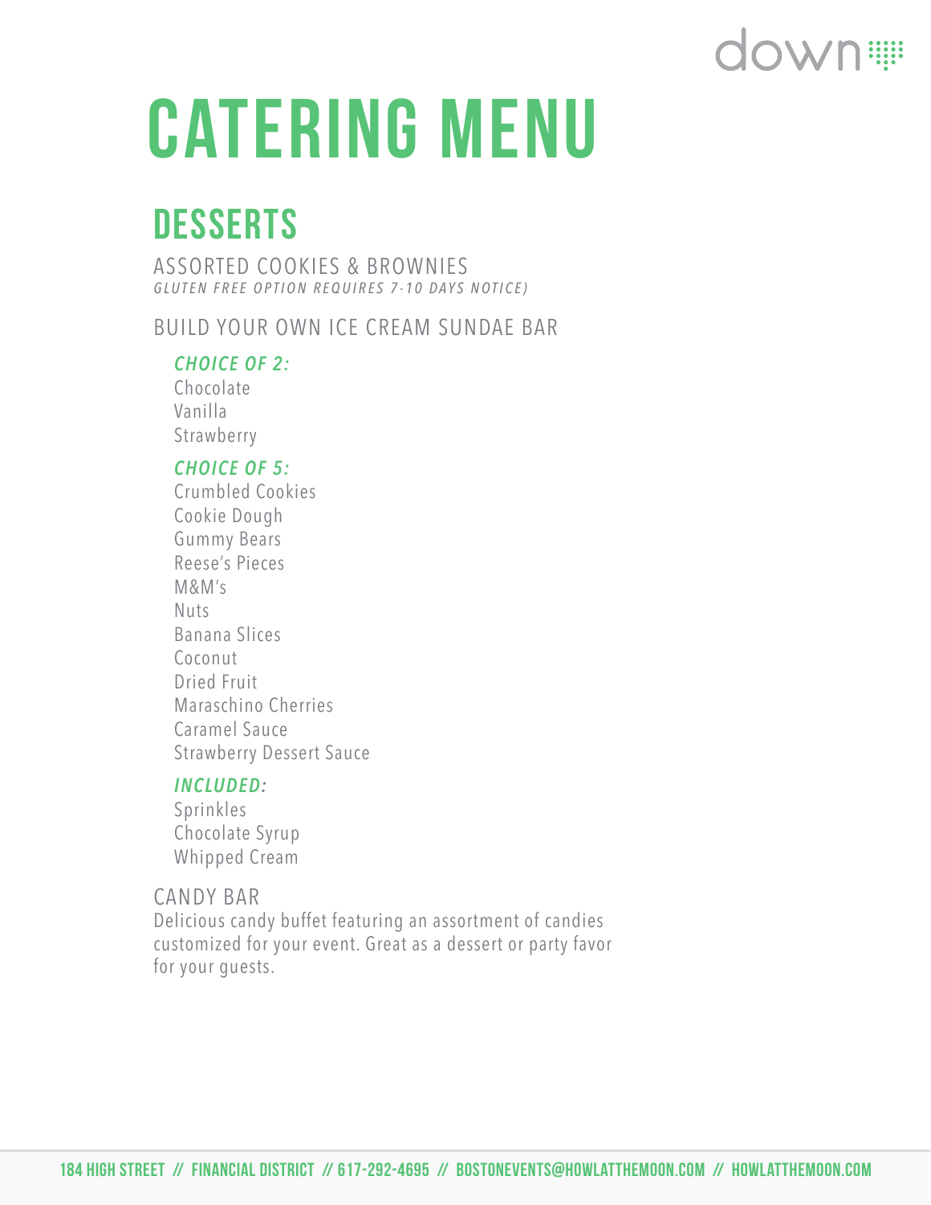# CATERING MENU

## DESSERTS

### ASSORTED COOKIES & BROWNIES

*GLUTEN FREE OPTION REQUIRES 7-10 DAYS NOTICE)*

### BUILD YOUR OWN ICE CREAM SUNDAE BAR

***CHOICE OF 2:***

Chocolate
Vanilla
Strawberry

***CHOICE OF 5:***

Crumbled Cookies
Cookie Dough
Gummy Bears
Reese's Pieces
M&M's
Nuts
Banana Slices
Coconut
Dried Fruit
Maraschino Cherries
Caramel Sauce
Strawberry Dessert Sauce

***INCLUDED:***

Sprinkles
Chocolate Syrup
Whipped Cream

### CANDY BAR

Delicious candy buffet featuring an assortment of candies customized for your event. Great as a dessert or party favor for your guests.

184 HIGH STREET // FINANCIAL DISTRICT // 617-292-4695 // BOSTONEVENTS@HOWLATTHEMOON.COM // HOWLATTHEMOON.COM